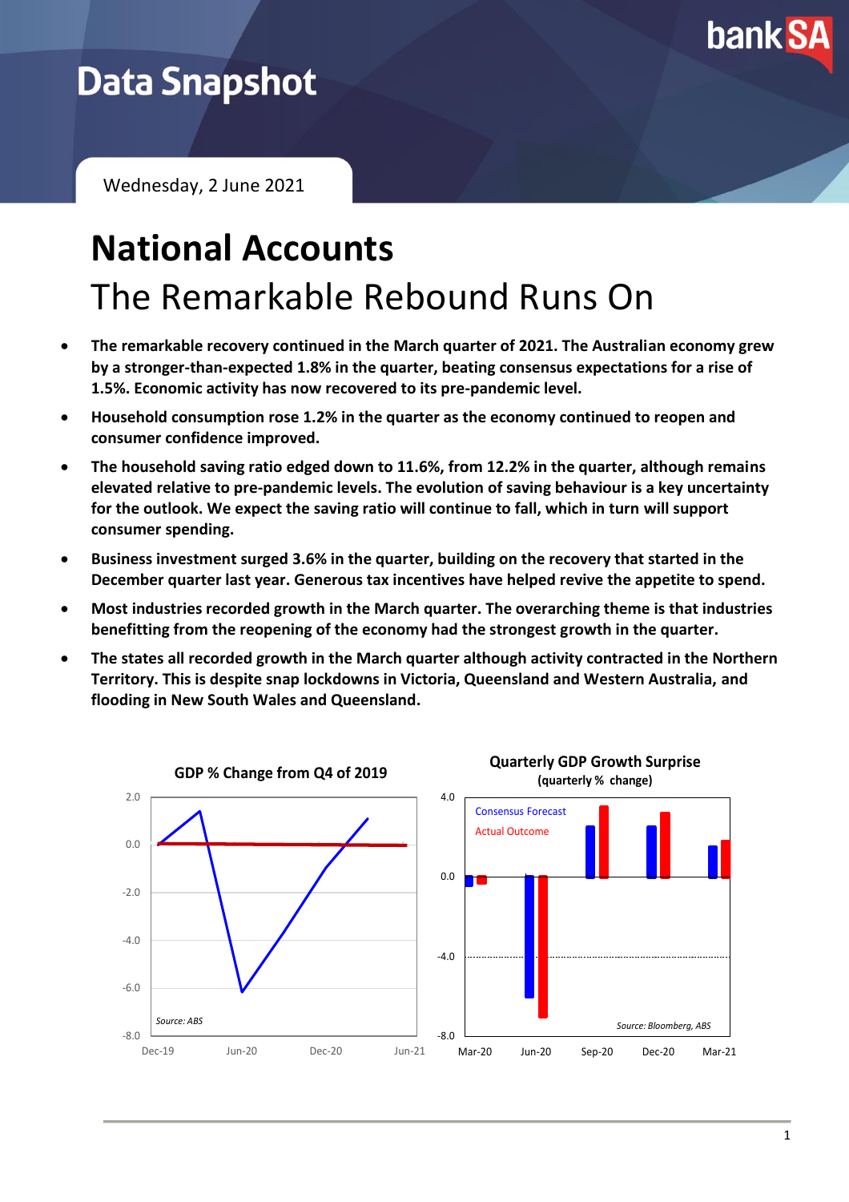Data Snapshot

Wednesday, 2 June 2021

# National Accounts

## The Remarkable Rebound Runs On

- **The remarkable recovery continued in the March quarter of 2021. The Australian economy grew by a stronger-than-expected 1.8% in the quarter, beating consensus expectations for a rise of 1.5%. Economic activity has now recovered to its pre-pandemic level.**
- **Household consumption rose 1.2% in the quarter as the economy continued to reopen and consumer confidence improved.**
- **The household saving ratio edged down to 11.6%, from 12.2% in the quarter, although remains elevated relative to pre-pandemic levels. The evolution of saving behaviour is a key uncertainty for the outlook. We expect the saving ratio will continue to fall, which in turn will support consumer spending.**
- **Business investment surged 3.6% in the quarter, building on the recovery that started in the December quarter last year. Generous tax incentives have helped revive the appetite to spend.**
- **Most industries recorded growth in the March quarter. The overarching theme is that industries benefitting from the reopening of the economy had the strongest growth in the quarter.**
- **The states all recorded growth in the March quarter although activity contracted in the Northern Territory. This is despite snap lockdowns in Victoria, Queensland and Western Australia, and flooding in New South Wales and Queensland.**

**GDP % Change from Q4 of 2019**

*Source: ABS*

**Quarterly GDP Growth Surprise**
**(quarterly % change)**

Consensus Forecast
Actual Outcome

*Source: Bloomberg, ABS*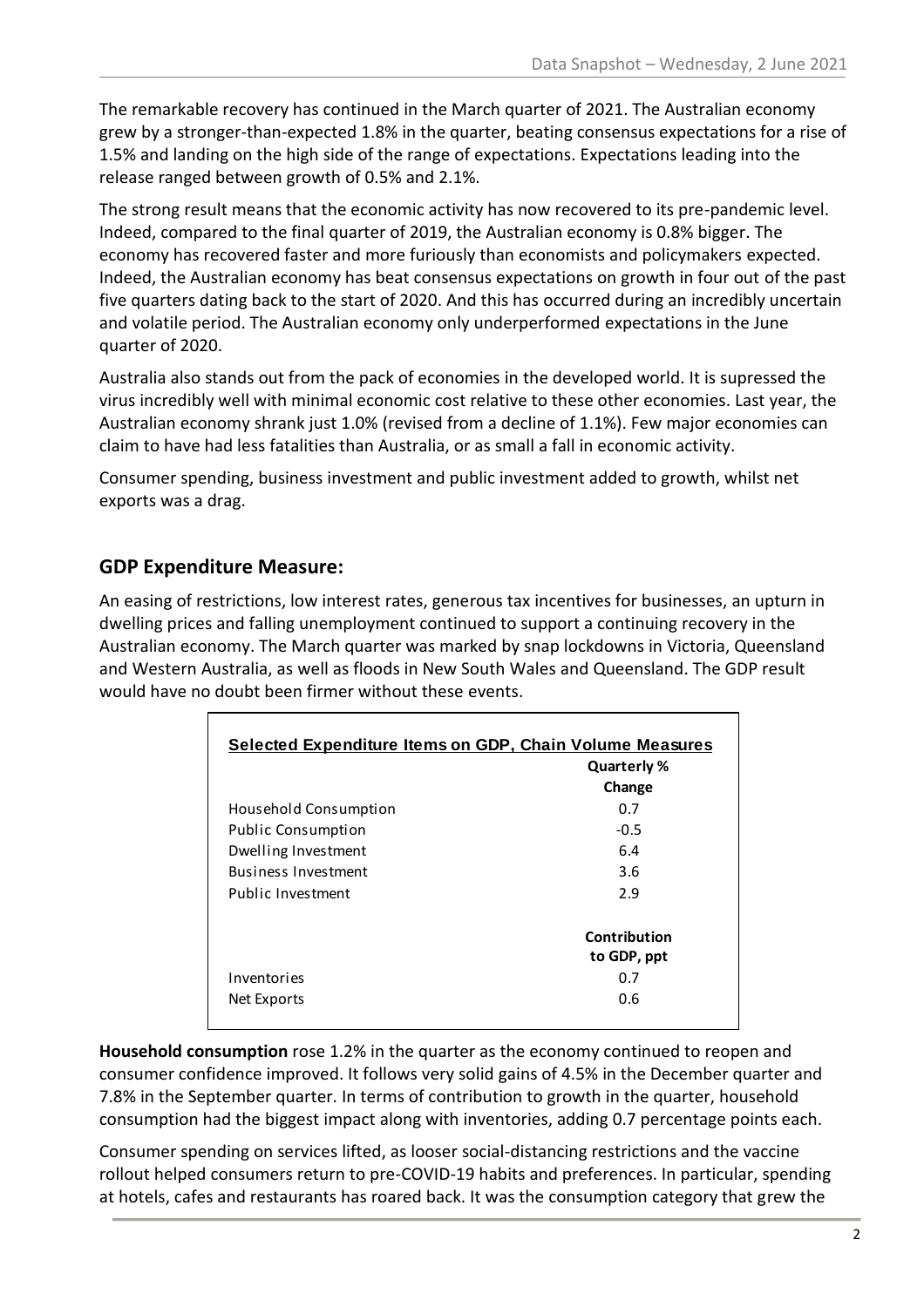The remarkable recovery has continued in the March quarter of 2021. The Australian economy grew by a stronger-than-expected 1.8% in the quarter, beating consensus expectations for a rise of 1.5% and landing on the high side of the range of expectations. Expectations leading into the release ranged between growth of 0.5% and 2.1%.

The strong result means that the economic activity has now recovered to its pre-pandemic level. Indeed, compared to the final quarter of 2019, the Australian economy is 0.8% bigger. The economy has recovered faster and more furiously than economists and policymakers expected. Indeed, the Australian economy has beat consensus expectations on growth in four out of the past five quarters dating back to the start of 2020. And this has occurred during an incredibly uncertain and volatile period. The Australian economy only underperformed expectations in the June quarter of 2020.

Australia also stands out from the pack of economies in the developed world. It is supressed the virus incredibly well with minimal economic cost relative to these other economies. Last year, the Australian economy shrank just 1.0% (revised from a decline of 1.1%). Few major economies can claim to have had less fatalities than Australia, or as small a fall in economic activity.

Consumer spending, business investment and public investment added to growth, whilst net exports was a drag.

## GDP Expenditure Measure:

An easing of restrictions, low interest rates, generous tax incentives for businesses, an upturn in dwelling prices and falling unemployment continued to support a continuing recovery in the Australian economy. The March quarter was marked by snap lockdowns in Victoria, Queensland and Western Australia, as well as floods in New South Wales and Queensland. The GDP result would have no doubt been firmer without these events.

**Selected Expenditure Items on GDP, Chain Volume Measures**

| | Quarterly % Change |
|---|---|
| Household Consumption | 0.7 |
| Public Consumption | -0.5 |
| Dwelling Investment | 6.4 |
| Business Investment | 3.6 |
| Public Investment | 2.9 |
| | **Contribution to GDP, ppt** |
| Inventories | 0.7 |
| Net Exports | 0.6 |

**Household consumption** rose 1.2% in the quarter as the economy continued to reopen and consumer confidence improved. It follows very solid gains of 4.5% in the December quarter and 7.8% in the September quarter. In terms of contribution to growth in the quarter, household consumption had the biggest impact along with inventories, adding 0.7 percentage points each.

Consumer spending on services lifted, as looser social-distancing restrictions and the vaccine rollout helped consumers return to pre-COVID-19 habits and preferences. In particular, spending at hotels, cafes and restaurants has roared back. It was the consumption category that grew the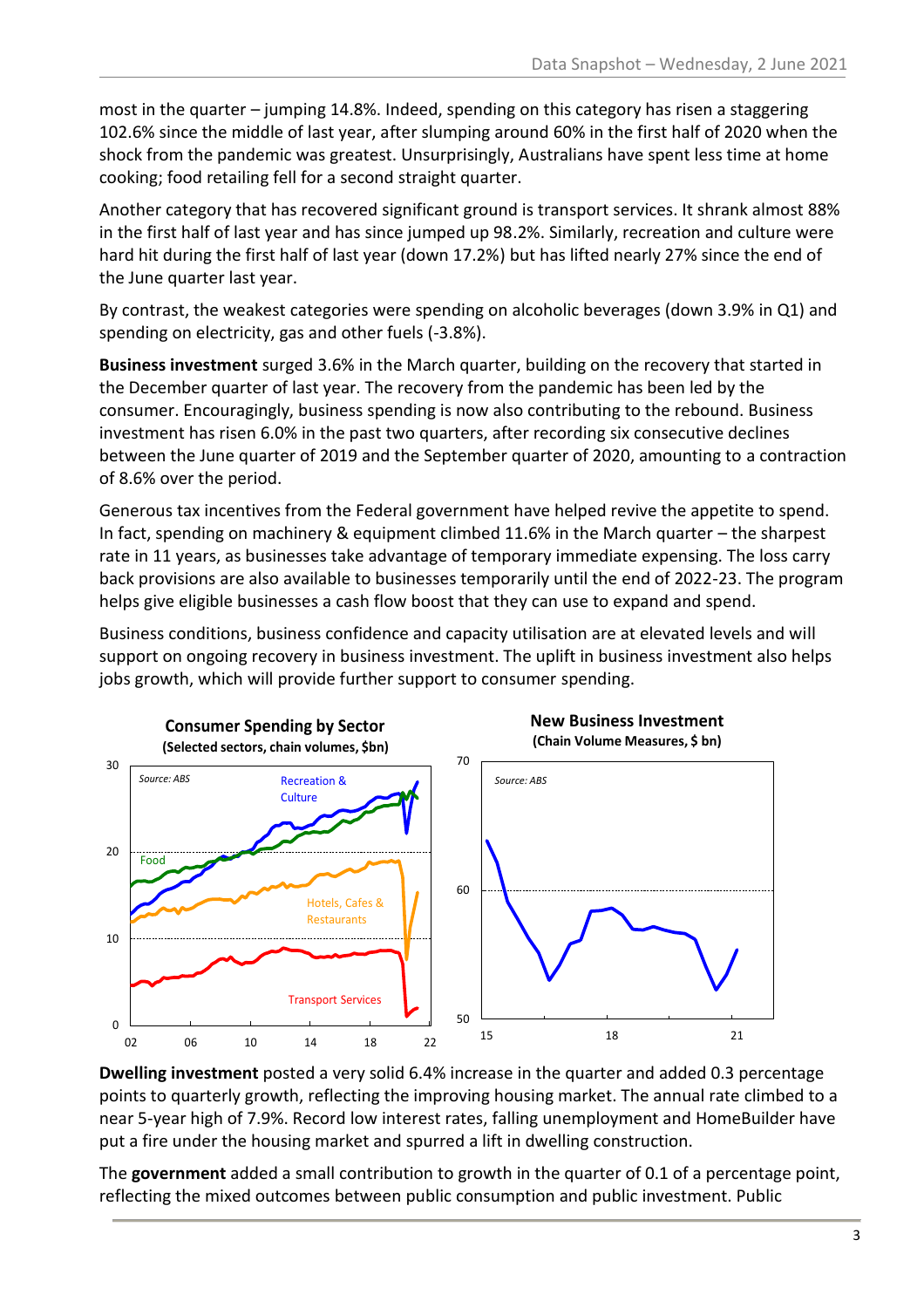most in the quarter – jumping 14.8%. Indeed, spending on this category has risen a staggering 102.6% since the middle of last year, after slumping around 60% in the first half of 2020 when the shock from the pandemic was greatest. Unsurprisingly, Australians have spent less time at home cooking; food retailing fell for a second straight quarter.

Another category that has recovered significant ground is transport services. It shrank almost 88% in the first half of last year and has since jumped up 98.2%. Similarly, recreation and culture were hard hit during the first half of last year (down 17.2%) but has lifted nearly 27% since the end of the June quarter last year.

By contrast, the weakest categories were spending on alcoholic beverages (down 3.9% in Q1) and spending on electricity, gas and other fuels (-3.8%).

**Business investment** surged 3.6% in the March quarter, building on the recovery that started in the December quarter of last year. The recovery from the pandemic has been led by the consumer. Encouragingly, business spending is now also contributing to the rebound. Business investment has risen 6.0% in the past two quarters, after recording six consecutive declines between the June quarter of 2019 and the September quarter of 2020, amounting to a contraction of 8.6% over the period.

Generous tax incentives from the Federal government have helped revive the appetite to spend. In fact, spending on machinery & equipment climbed 11.6% in the March quarter – the sharpest rate in 11 years, as businesses take advantage of temporary immediate expensing. The loss carry back provisions are also available to businesses temporarily until the end of 2022-23. The program helps give eligible businesses a cash flow boost that they can use to expand and spend.

Business conditions, business confidence and capacity utilisation are at elevated levels and will support on ongoing recovery in business investment. The uplift in business investment also helps jobs growth, which will provide further support to consumer spending.

**Consumer Spending by Sector**
**(Selected sectors, chain volumes, $bn)**

Source: ABS

**New Business Investment**
**(Chain Volume Measures, $ bn)**

Source: ABS

**Dwelling investment** posted a very solid 6.4% increase in the quarter and added 0.3 percentage points to quarterly growth, reflecting the improving housing market. The annual rate climbed to a near 5-year high of 7.9%. Record low interest rates, falling unemployment and HomeBuilder have put a fire under the housing market and spurred a lift in dwelling construction.

The **government** added a small contribution to growth in the quarter of 0.1 of a percentage point, reflecting the mixed outcomes between public consumption and public investment. Public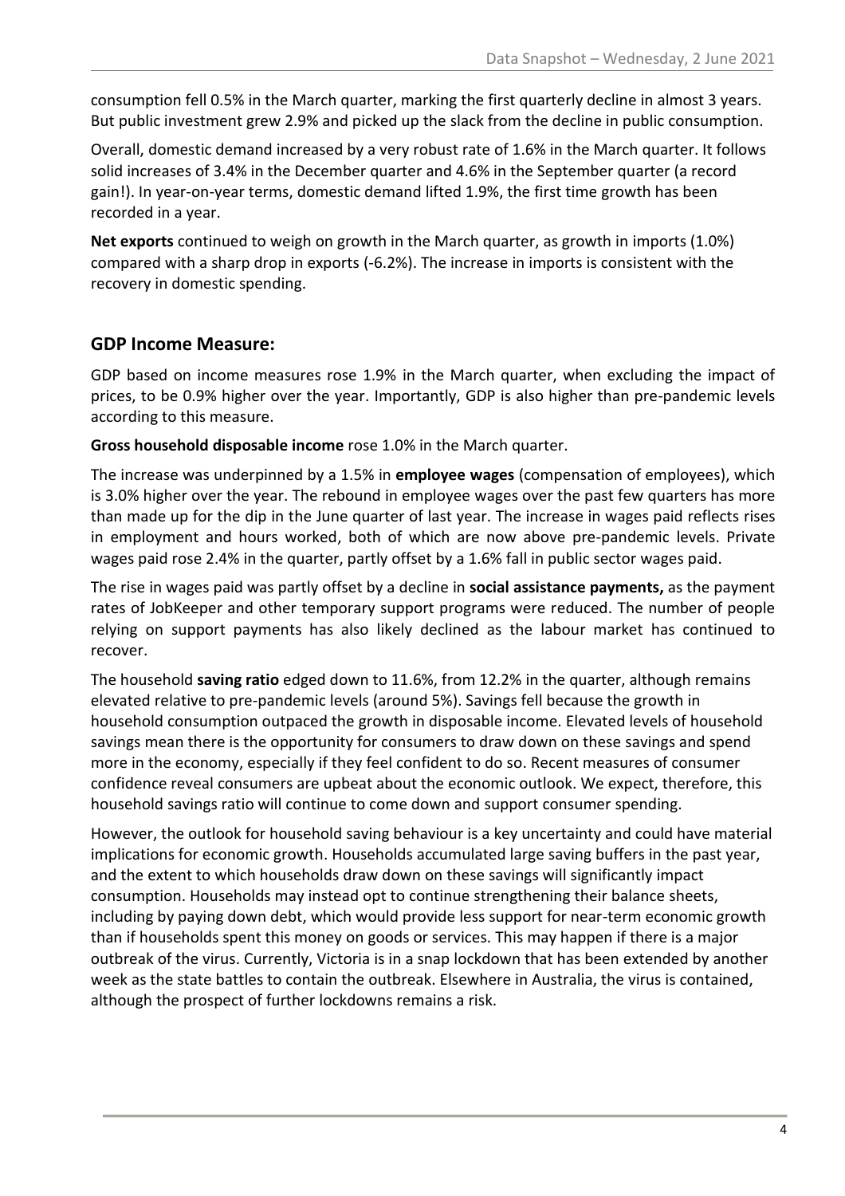consumption fell 0.5% in the March quarter, marking the first quarterly decline in almost 3 years. But public investment grew 2.9% and picked up the slack from the decline in public consumption.

Overall, domestic demand increased by a very robust rate of 1.6% in the March quarter. It follows solid increases of 3.4% in the December quarter and 4.6% in the September quarter (a record gain!). In year-on-year terms, domestic demand lifted 1.9%, the first time growth has been recorded in a year.

**Net exports** continued to weigh on growth in the March quarter, as growth in imports (1.0%) compared with a sharp drop in exports (-6.2%). The increase in imports is consistent with the recovery in domestic spending.

## GDP Income Measure:

GDP based on income measures rose 1.9% in the March quarter, when excluding the impact of prices, to be 0.9% higher over the year. Importantly, GDP is also higher than pre-pandemic levels according to this measure.

**Gross household disposable income** rose 1.0% in the March quarter.

The increase was underpinned by a 1.5% in **employee wages** (compensation of employees), which is 3.0% higher over the year. The rebound in employee wages over the past few quarters has more than made up for the dip in the June quarter of last year. The increase in wages paid reflects rises in employment and hours worked, both of which are now above pre-pandemic levels. Private wages paid rose 2.4% in the quarter, partly offset by a 1.6% fall in public sector wages paid.

The rise in wages paid was partly offset by a decline in **social assistance payments,** as the payment rates of JobKeeper and other temporary support programs were reduced. The number of people relying on support payments has also likely declined as the labour market has continued to recover.

The household **saving ratio** edged down to 11.6%, from 12.2% in the quarter, although remains elevated relative to pre-pandemic levels (around 5%). Savings fell because the growth in household consumption outpaced the growth in disposable income. Elevated levels of household savings mean there is the opportunity for consumers to draw down on these savings and spend more in the economy, especially if they feel confident to do so. Recent measures of consumer confidence reveal consumers are upbeat about the economic outlook. We expect, therefore, this household savings ratio will continue to come down and support consumer spending.

However, the outlook for household saving behaviour is a key uncertainty and could have material implications for economic growth. Households accumulated large saving buffers in the past year, and the extent to which households draw down on these savings will significantly impact consumption. Households may instead opt to continue strengthening their balance sheets, including by paying down debt, which would provide less support for near-term economic growth than if households spent this money on goods or services. This may happen if there is a major outbreak of the virus. Currently, Victoria is in a snap lockdown that has been extended by another week as the state battles to contain the outbreak. Elsewhere in Australia, the virus is contained, although the prospect of further lockdowns remains a risk.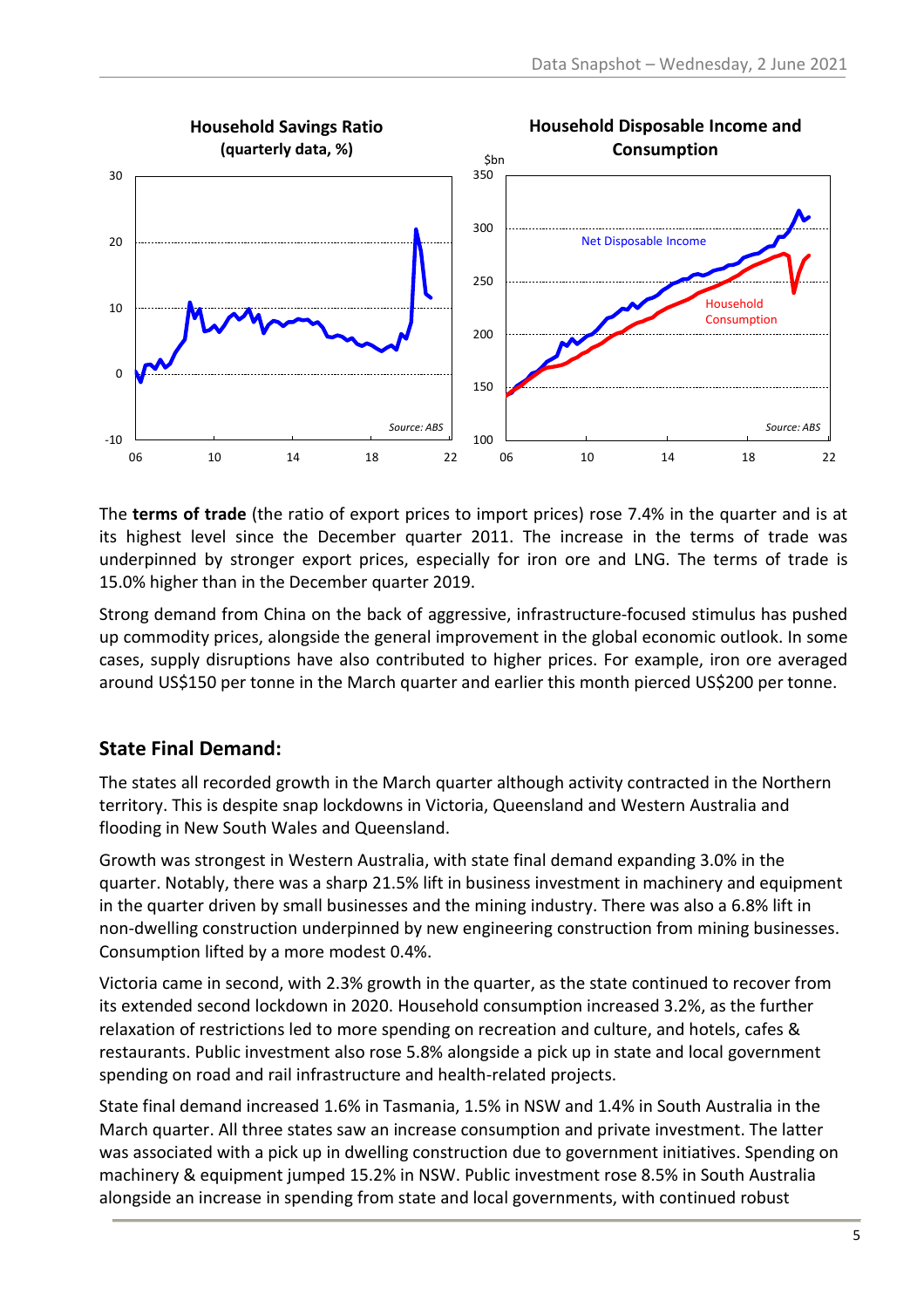**Household Savings Ratio (quarterly data, %)**

Source: ABS

**Household Disposable Income and Consumption**

Net Disposable Income

Household Consumption

Source: ABS

The **terms of trade** (the ratio of export prices to import prices) rose 7.4% in the quarter and is at its highest level since the December quarter 2011. The increase in the terms of trade was underpinned by stronger export prices, especially for iron ore and LNG. The terms of trade is 15.0% higher than in the December quarter 2019.

Strong demand from China on the back of aggressive, infrastructure-focused stimulus has pushed up commodity prices, alongside the general improvement in the global economic outlook. In some cases, supply disruptions have also contributed to higher prices. For example, iron ore averaged around US$150 per tonne in the March quarter and earlier this month pierced US$200 per tonne.

## State Final Demand:

The states all recorded growth in the March quarter although activity contracted in the Northern territory. This is despite snap lockdowns in Victoria, Queensland and Western Australia and flooding in New South Wales and Queensland.

Growth was strongest in Western Australia, with state final demand expanding 3.0% in the quarter. Notably, there was a sharp 21.5% lift in business investment in machinery and equipment in the quarter driven by small businesses and the mining industry. There was also a 6.8% lift in non-dwelling construction underpinned by new engineering construction from mining businesses. Consumption lifted by a more modest 0.4%.

Victoria came in second, with 2.3% growth in the quarter, as the state continued to recover from its extended second lockdown in 2020. Household consumption increased 3.2%, as the further relaxation of restrictions led to more spending on recreation and culture, and hotels, cafes & restaurants. Public investment also rose 5.8% alongside a pick up in state and local government spending on road and rail infrastructure and health-related projects.

State final demand increased 1.6% in Tasmania, 1.5% in NSW and 1.4% in South Australia in the March quarter. All three states saw an increase consumption and private investment. The latter was associated with a pick up in dwelling construction due to government initiatives. Spending on machinery & equipment jumped 15.2% in NSW. Public investment rose 8.5% in South Australia alongside an increase in spending from state and local governments, with continued robust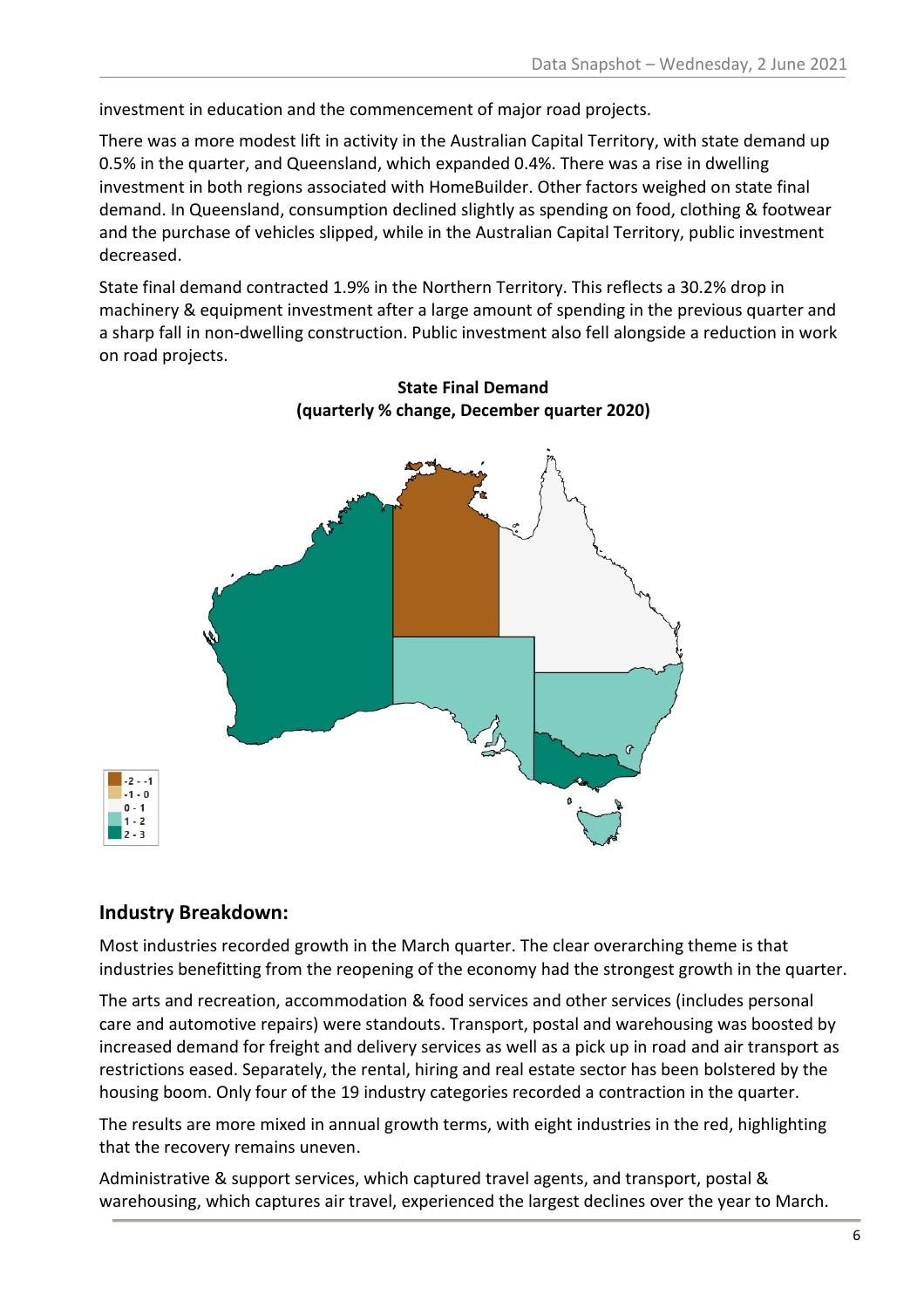investment in education and the commencement of major road projects.

There was a more modest lift in activity in the Australian Capital Territory, with state demand up 0.5% in the quarter, and Queensland, which expanded 0.4%. There was a rise in dwelling investment in both regions associated with HomeBuilder. Other factors weighed on state final demand. In Queensland, consumption declined slightly as spending on food, clothing & footwear and the purchase of vehicles slipped, while in the Australian Capital Territory, public investment decreased.

State final demand contracted 1.9% in the Northern Territory. This reflects a 30.2% drop in machinery & equipment investment after a large amount of spending in the previous quarter and a sharp fall in non-dwelling construction. Public investment also fell alongside a reduction in work on road projects.

**State Final Demand**
**(quarterly % change, December quarter 2020)**

## Industry Breakdown:

Most industries recorded growth in the March quarter. The clear overarching theme is that industries benefitting from the reopening of the economy had the strongest growth in the quarter.

The arts and recreation, accommodation & food services and other services (includes personal care and automotive repairs) were standouts. Transport, postal and warehousing was boosted by increased demand for freight and delivery services as well as a pick up in road and air transport as restrictions eased. Separately, the rental, hiring and real estate sector has been bolstered by the housing boom. Only four of the 19 industry categories recorded a contraction in the quarter.

The results are more mixed in annual growth terms, with eight industries in the red, highlighting that the recovery remains uneven.

Administrative & support services, which captured travel agents, and transport, postal & warehousing, which captures air travel, experienced the largest declines over the year to March.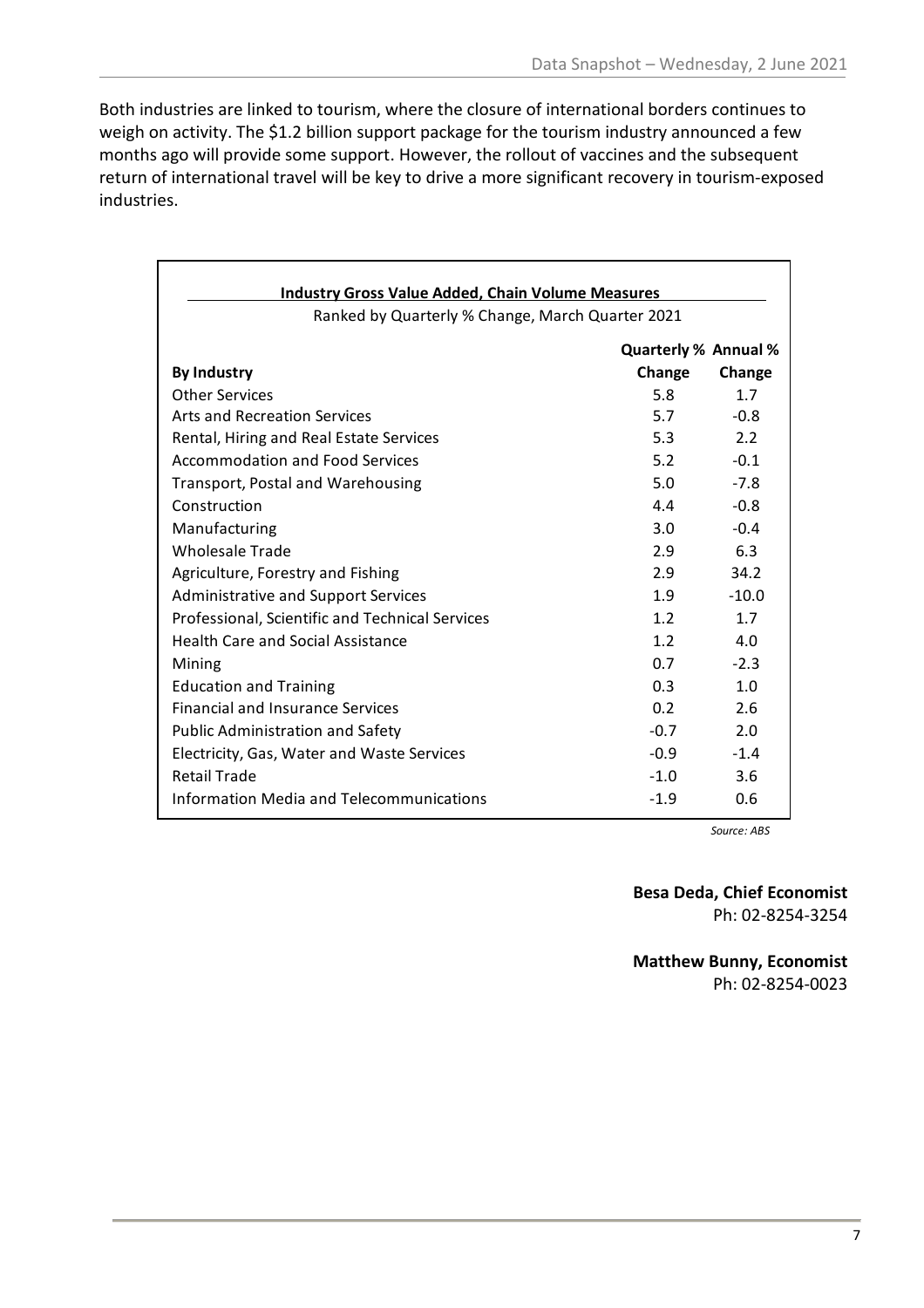Both industries are linked to tourism, where the closure of international borders continues to weigh on activity. The $1.2 billion support package for the tourism industry announced a few months ago will provide some support. However, the rollout of vaccines and the subsequent return of international travel will be key to drive a more significant recovery in tourism-exposed industries.

**Industry Gross Value Added, Chain Volume Measures**

Ranked by Quarterly % Change, March Quarter 2021

| By Industry | Quarterly % Change | Annual % Change |
|---|---|---|
| Other Services | 5.8 | 1.7 |
| Arts and Recreation Services | 5.7 | -0.8 |
| Rental, Hiring and Real Estate Services | 5.3 | 2.2 |
| Accommodation and Food Services | 5.2 | -0.1 |
| Transport, Postal and Warehousing | 5.0 | -7.8 |
| Construction | 4.4 | -0.8 |
| Manufacturing | 3.0 | -0.4 |
| Wholesale Trade | 2.9 | 6.3 |
| Agriculture, Forestry and Fishing | 2.9 | 34.2 |
| Administrative and Support Services | 1.9 | -10.0 |
| Professional, Scientific and Technical Services | 1.2 | 1.7 |
| Health Care and Social Assistance | 1.2 | 4.0 |
| Mining | 0.7 | -2.3 |
| Education and Training | 0.3 | 1.0 |
| Financial and Insurance Services | 0.2 | 2.6 |
| Public Administration and Safety | -0.7 | 2.0 |
| Electricity, Gas, Water and Waste Services | -0.9 | -1.4 |
| Retail Trade | -1.0 | 3.6 |
| Information Media and Telecommunications | -1.9 | 0.6 |

*Source: ABS*

**Besa Deda, Chief Economist**
Ph: 02-8254-3254

**Matthew Bunny, Economist**
Ph: 02-8254-0023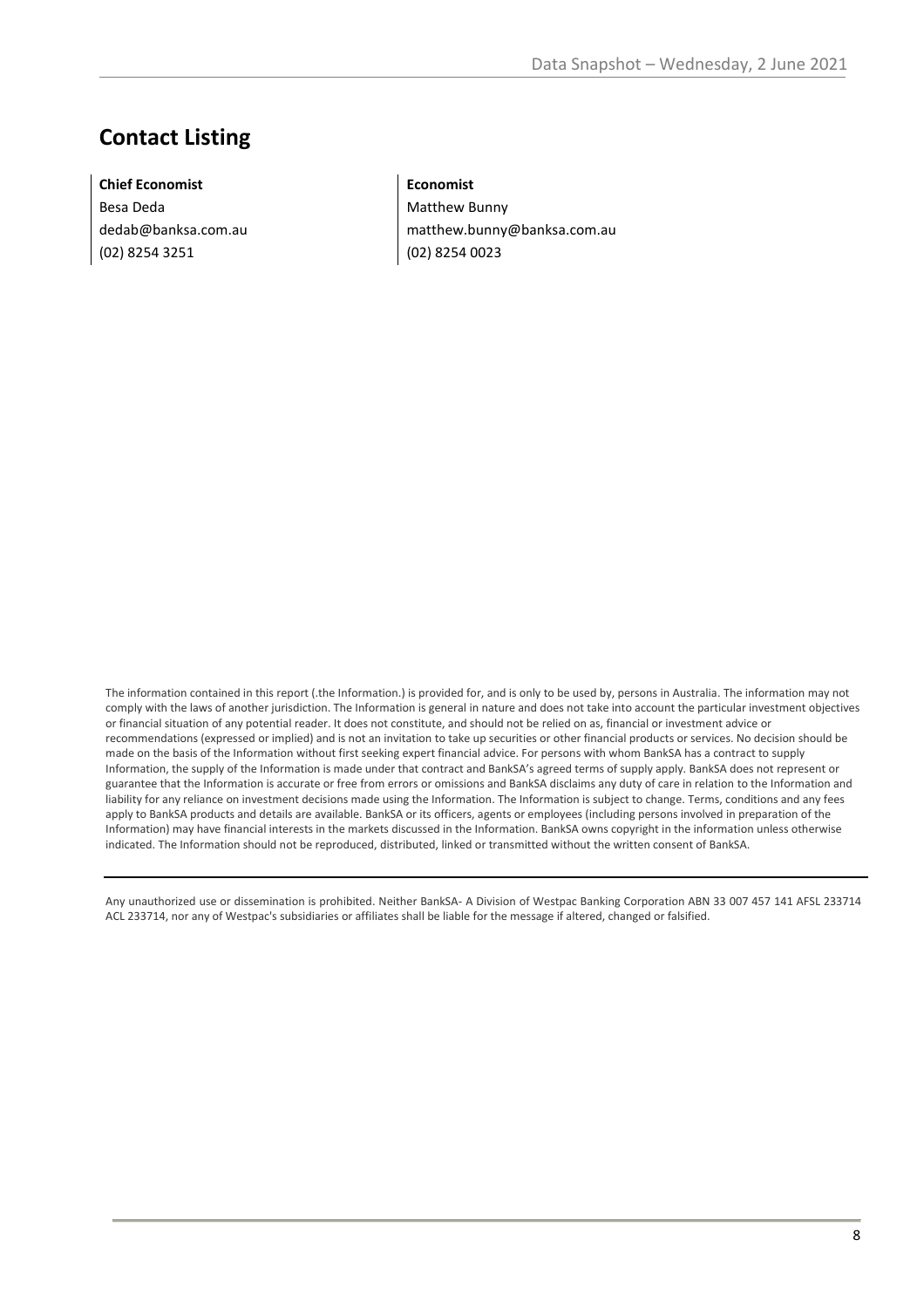## Contact Listing

**Chief Economist**
Besa Deda
dedab@banksa.com.au
(02) 8254 3251

**Economist**
Matthew Bunny
matthew.bunny@banksa.com.au
(02) 8254 0023

The information contained in this report (.the Information.) is provided for, and is only to be used by, persons in Australia. The information may not comply with the laws of another jurisdiction. The Information is general in nature and does not take into account the particular investment objectives or financial situation of any potential reader. It does not constitute, and should not be relied on as, financial or investment advice or recommendations (expressed or implied) and is not an invitation to take up securities or other financial products or services. No decision should be made on the basis of the Information without first seeking expert financial advice. For persons with whom BankSA has a contract to supply Information, the supply of the Information is made under that contract and BankSA's agreed terms of supply apply. BankSA does not represent or guarantee that the Information is accurate or free from errors or omissions and BankSA disclaims any duty of care in relation to the Information and liability for any reliance on investment decisions made using the Information. The Information is subject to change. Terms, conditions and any fees apply to BankSA products and details are available. BankSA or its officers, agents or employees (including persons involved in preparation of the Information) may have financial interests in the markets discussed in the Information. BankSA owns copyright in the information unless otherwise indicated. The Information should not be reproduced, distributed, linked or transmitted without the written consent of BankSA.

Any unauthorized use or dissemination is prohibited. Neither BankSA- A Division of Westpac Banking Corporation ABN 33 007 457 141 AFSL 233714 ACL 233714, nor any of Westpac's subsidiaries or affiliates shall be liable for the message if altered, changed or falsified.